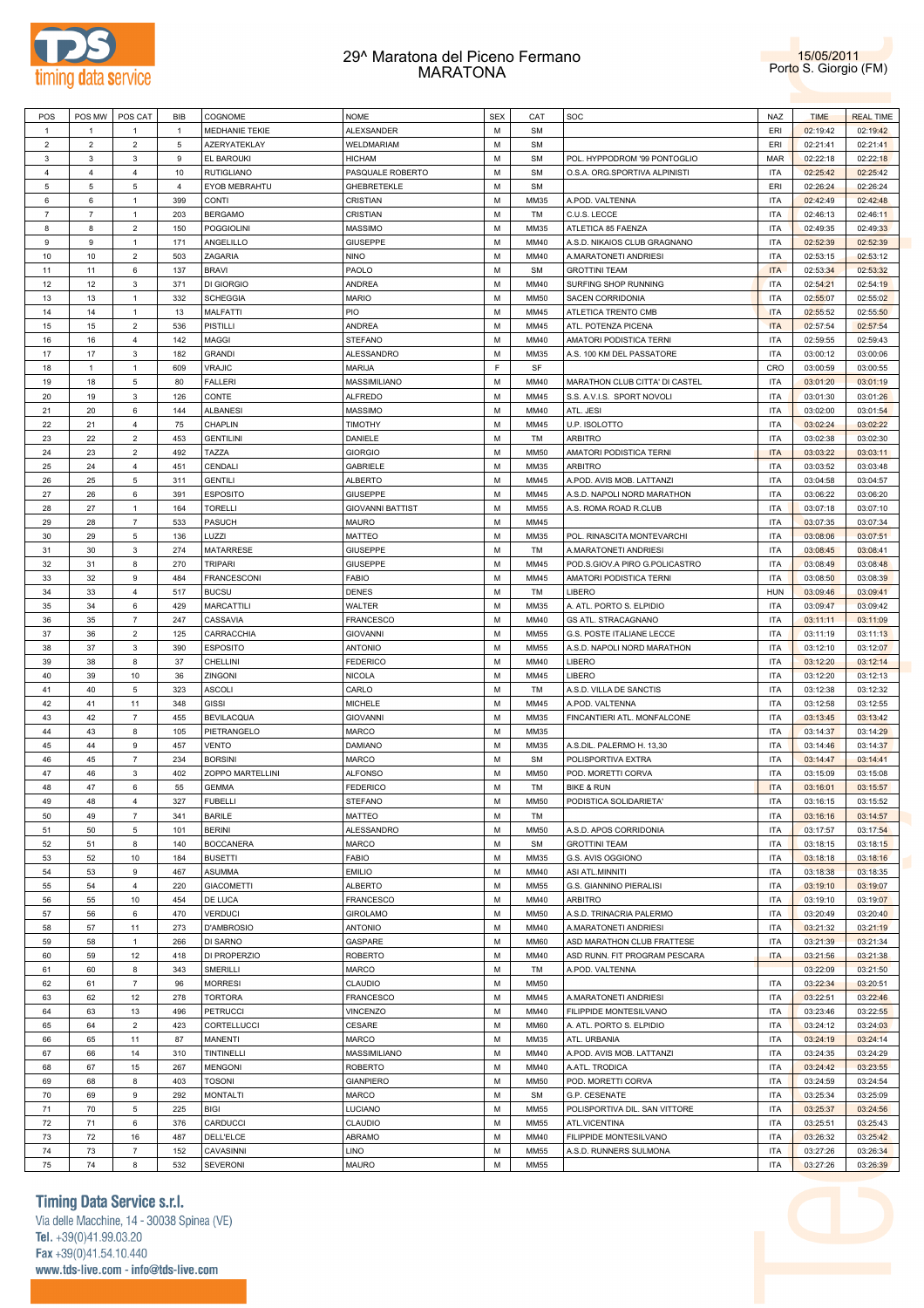# 29^ Maratona del Piceno Fermano
## MARATONA

15/05/2011
Porto S. Giorgio (FM)

| POS | POS MW | POS CAT | BIB | COGNOME | NOME | SEX | CAT | SOC | NAZ | TIME | REAL TIME |
|---|---|---|---|---|---|---|---|---|---|---|---|
| 1 | 1 | 1 | 1 | MEDHANIE TEKIE | ALEXSANDER | M | SM | | ERI | 02:19:42 | 02:19:42 |
| 2 | 2 | 2 | 5 | AZERYATEKLAY | WELDMARIAM | M | SM | | ERI | 02:21:41 | 02:21:41 |
| 3 | 3 | 3 | 9 | EL BAROUKI | HICHAM | M | SM | POL. HYPPODROM '99 PONTOGLIO | MAR | 02:22:18 | 02:22:18 |
| 4 | 4 | 4 | 10 | RUTIGLIANO | PASQUALE ROBERTO | M | SM | O.S.A. ORG.SPORTIVA ALPINISTI | ITA | 02:25:42 | 02:25:42 |
| 5 | 5 | 5 | 4 | EYOB MEBRAHTU | GHEBRETEKLE | M | SM | | ERI | 02:26:24 | 02:26:24 |
| 6 | 6 | 1 | 399 | CONTI | CRISTIAN | M | MM35 | A.POD. VALTENNA | ITA | 02:42:49 | 02:42:48 |
| 7 | 7 | 1 | 203 | BERGAMO | CRISTIAN | M | TM | C.U.S. LECCE | ITA | 02:46:13 | 02:46:11 |
| 8 | 8 | 2 | 150 | POGGIOLINI | MASSIMO | M | MM35 | ATLETICA 85 FAENZA | ITA | 02:49:35 | 02:49:33 |
| 9 | 9 | 1 | 171 | ANGELILLO | GIUSEPPE | M | MM40 | A.S.D. NIKAIOS CLUB GRAGNANO | ITA | 02:52:39 | 02:52:39 |
| 10 | 10 | 2 | 503 | ZAGARIA | NINO | M | MM40 | A.MARATONETI ANDRIESI | ITA | 02:53:15 | 02:53:12 |
| 11 | 11 | 6 | 137 | BRAVI | PAOLO | M | SM | GROTTINI TEAM | ITA | 02:53:34 | 02:53:32 |
| 12 | 12 | 3 | 371 | DI GIORGIO | ANDREA | M | MM40 | SURFING SHOP RUNNING | ITA | 02:54:21 | 02:54:19 |
| 13 | 13 | 1 | 332 | SCHEGGIA | MARIO | M | MM50 | SACEN CORRIDONIA | ITA | 02:55:07 | 02:55:02 |
| 14 | 14 | 1 | 13 | MALFATTI | PIO | M | MM45 | ATLETICA TRENTO CMB | ITA | 02:55:52 | 02:55:50 |
| 15 | 15 | 2 | 536 | PISTILLI | ANDREA | M | MM45 | ATL. POTENZA PICENA | ITA | 02:57:56 | 02:57:54 |
| 16 | 16 | 4 | 142 | MAGGI | STEFANO | M | MM40 | AMATORI PODISTICA TERNI | ITA | 02:59:55 | 02:59:43 |
| 17 | 17 | 3 | 182 | GRANDI | ALESSANDRO | M | MM35 | A.S. 100 KM DEL PASSATORE | ITA | 03:00:12 | 03:00:06 |
| 18 | 1 | 1 | 609 | VRAJIC | MARIJA | F | SF | | CRO | 03:00:59 | 03:00:55 |
| 19 | 18 | 5 | 80 | FALLERI | MASSIMILIANO | M | MM40 | MARATHON CLUB CITTA' DI CASTEL | ITA | 03:01:20 | 03:01:19 |
| 20 | 19 | 3 | 126 | CONTE | ALFREDO | M | MM45 | S.S. A.V.I.S. SPORT NOVOLI | ITA | 03:01:30 | 03:01:26 |
| 21 | 20 | 6 | 144 | ALBANESI | MASSIMO | M | MM40 | ATL. JESI | ITA | 03:02:00 | 03:01:54 |
| 22 | 21 | 4 | 75 | CHAPLIN | TIMOTHY | M | MM45 | U.P. ISOLOTTO | ITA | 03:02:24 | 03:02:22 |
| 23 | 22 | 2 | 453 | GENTILINI | DANIELE | M | TM | ARBITRO | ITA | 03:02:38 | 03:02:30 |
| 24 | 23 | 2 | 492 | TAZZA | GIORGIO | M | MM50 | AMATORI PODISTICA TERNI | ITA | 03:03:22 | 03:03:11 |
| 25 | 24 | 4 | 451 | CENDALI | GABRIELE | M | MM35 | ARBITRO | ITA | 03:03:52 | 03:03:48 |
| 26 | 25 | 5 | 311 | GENTILI | ALBERTO | M | MM45 | A.POD. AVIS MOB. LATTANZI | ITA | 03:04:58 | 03:04:57 |
| 27 | 26 | 6 | 391 | ESPOSITO | GIUSEPPE | M | MM45 | A.S.D. NAPOLI NORD MARATHON | ITA | 03:06:22 | 03:06:20 |
| 28 | 27 | 1 | 164 | TORELLI | GIOVANNI BATTIST | M | MM55 | A.S. ROMA ROAD R.CLUB | ITA | 03:07:18 | 03:07:10 |
| 29 | 28 | 7 | 533 | PASUCH | MAURO | M | MM45 | | ITA | 03:07:35 | 03:07:34 |
| 30 | 29 | 5 | 136 | LUZZI | MATTEO | M | MM35 | POL. RINASCITA MONTEVARCHI | ITA | 03:08:06 | 03:07:51 |
| 31 | 30 | 3 | 274 | MATARRESE | GIUSEPPE | M | TM | A.MARATONETI ANDRIESI | ITA | 03:08:45 | 03:08:41 |
| 32 | 31 | 8 | 270 | TRIPARI | GIUSEPPE | M | MM45 | POD.S.GIOV.A PIRO G.POLICASTRO | ITA | 03:08:49 | 03:08:48 |
| 33 | 32 | 9 | 484 | FRANCESCONI | FABIO | M | MM45 | AMATORI PODISTICA TERNI | ITA | 03:08:50 | 03:08:39 |
| 34 | 33 | 4 | 517 | BUCSU | DENES | M | TM | LIBERO | HUN | 03:09:46 | 03:09:41 |
| 35 | 34 | 6 | 429 | MARCATTILI | WALTER | M | MM35 | A. ATL. PORTO S. ELPIDIO | ITA | 03:09:47 | 03:09:42 |
| 36 | 35 | 7 | 247 | CASSAVIA | FRANCESCO | M | MM40 | GS ATL. STRACAGNANO | ITA | 03:11:11 | 03:11:09 |
| 37 | 36 | 2 | 125 | CARRACCHIA | GIOVANNI | M | MM55 | G.S. POSTE ITALIANE LECCE | ITA | 03:11:19 | 03:11:13 |
| 38 | 37 | 3 | 390 | ESPOSITO | ANTONIO | M | MM55 | A.S.D. NAPOLI NORD MARATHON | ITA | 03:12:10 | 03:12:07 |
| 39 | 38 | 8 | 37 | CHELLINI | FEDERICO | M | MM40 | LIBERO | ITA | 03:12:20 | 03:12:14 |
| 40 | 39 | 10 | 36 | ZINGONI | NICOLA | M | MM45 | LIBERO | ITA | 03:12:20 | 03:12:13 |
| 41 | 40 | 5 | 323 | ASCOLI | CARLO | M | TM | A.S.D. VILLA DE SANCTIS | ITA | 03:12:38 | 03:12:32 |
| 42 | 41 | 11 | 348 | GISSI | MICHELE | M | MM45 | A.POD. VALTENNA | ITA | 03:12:58 | 03:12:55 |
| 43 | 42 | 7 | 455 | BEVILACQUA | GIOVANNI | M | MM35 | FINCANTIERI ATL. MONFALCONE | ITA | 03:13:45 | 03:13:42 |
| 44 | 43 | 8 | 105 | PIETRANGELO | MARCO | M | MM35 | | ITA | 03:14:37 | 03:14:29 |
| 45 | 44 | 9 | 457 | VENTO | DAMIANO | M | MM35 | A.S.DIL. PALERMO H. 13,30 | ITA | 03:14:46 | 03:14:37 |
| 46 | 45 | 7 | 234 | BORSINI | MARCO | M | SM | POLISPORTIVA EXTRA | ITA | 03:14:47 | 03:14:41 |
| 47 | 46 | 3 | 402 | ZOPPO MARTELLINI | ALFONSO | M | MM50 | POD. MORETTI CORVA | ITA | 03:15:09 | 03:15:08 |
| 48 | 47 | 6 | 55 | GEMMA | FEDERICO | M | TM | BIKE & RUN | ITA | 03:16:01 | 03:15:57 |
| 49 | 48 | 4 | 327 | FUBELLI | STEFANO | M | MM50 | PODISTICA SOLIDARIETA' | ITA | 03:16:15 | 03:15:52 |
| 50 | 49 | 7 | 341 | BARILE | MATTEO | M | TM | | ITA | 03:16:16 | 03:14:57 |
| 51 | 50 | 5 | 101 | BERINI | ALESSANDRO | M | MM50 | A.S.D. APOS CORRIDONIA | ITA | 03:17:57 | 03:17:54 |
| 52 | 51 | 8 | 140 | BOCCANERA | MARCO | M | SM | GROTTINI TEAM | ITA | 03:18:15 | 03:18:15 |
| 53 | 52 | 10 | 184 | BUSETTI | FABIO | M | MM35 | G.S. AVIS OGGIONO | ITA | 03:18:18 | 03:18:16 |
| 54 | 53 | 9 | 467 | ASUMMA | EMILIO | M | MM40 | ASI ATL.MINNITI | ITA | 03:18:38 | 03:18:35 |
| 55 | 54 | 4 | 220 | GIACOMETTI | ALBERTO | M | MM55 | G.S. GIANNINO PIERALISI | ITA | 03:19:10 | 03:19:07 |
| 56 | 55 | 10 | 454 | DE LUCA | FRANCESCO | M | MM40 | ARBITRO | ITA | 03:19:10 | 03:19:07 |
| 57 | 56 | 6 | 470 | VERDUCI | GIROLAMO | M | MM50 | A.S.D. TRINACRIA PALERMO | ITA | 03:20:49 | 03:20:40 |
| 58 | 57 | 11 | 273 | D'AMBROSIO | ANTONIO | M | MM40 | A.MARATONETI ANDRIESI | ITA | 03:21:32 | 03:21:19 |
| 59 | 58 | 1 | 266 | DI SARNO | GASPARE | M | MM60 | ASD MARATHON CLUB FRATTESE | ITA | 03:21:39 | 03:21:34 |
| 60 | 59 | 12 | 418 | DI PROPERZIO | ROBERTO | M | MM40 | ASD RUNN. FIT PROGRAM PESCARA | ITA | 03:21:56 | 03:21:38 |
| 61 | 60 | 8 | 343 | SMERILLI | MARCO | M | TM | A.POD. VALTENNA | | 03:22:09 | 03:21:50 |
| 62 | 61 | 7 | 96 | MORRESI | CLAUDIO | M | MM50 | | ITA | 03:22:34 | 03:20:51 |
| 63 | 62 | 12 | 278 | TORTORA | FRANCESCO | M | MM45 | A.MARATONETI ANDRIESI | ITA | 03:22:51 | 03:22:46 |
| 64 | 63 | 13 | 496 | PETRUCCI | VINCENZO | M | MM40 | FILIPPIDE MONTESILVANO | ITA | 03:23:46 | 03:22:55 |
| 65 | 64 | 2 | 423 | CORTELLUCCI | CESARE | M | MM60 | A. ATL. PORTO S. ELPIDIO | ITA | 03:24:12 | 03:24:03 |
| 66 | 65 | 11 | 87 | MANENTI | MARCO | M | MM35 | ATL. URBANIA | ITA | 03:24:19 | 03:24:14 |
| 67 | 66 | 14 | 310 | TINTINELLI | MASSIMILIANO | M | MM40 | A.POD. AVIS MOB. LATTANZI | ITA | 03:24:35 | 03:24:29 |
| 68 | 67 | 15 | 267 | MENGONI | ROBERTO | M | MM40 | A.ATL. TRODICA | ITA | 03:24:42 | 03:23:55 |
| 69 | 68 | 8 | 403 | TOSONI | GIANPIERO | M | MM50 | POD. MORETTI CORVA | ITA | 03:24:59 | 03:24:54 |
| 70 | 69 | 9 | 292 | MONTALTI | MARCO | M | SM | G.P. CESENATE | ITA | 03:25:34 | 03:25:09 |
| 71 | 70 | 5 | 225 | BIGI | LUCIANO | M | MM55 | POLISPORTIVA DIL. SAN VITTORE | ITA | 03:25:37 | 03:24:56 |
| 72 | 71 | 6 | 376 | CARDUCCI | CLAUDIO | M | MM55 | ATL.VICENTINA | ITA | 03:25:51 | 03:25:43 |
| 73 | 72 | 16 | 487 | DELL'ELCE | ABRAMO | M | MM40 | FILIPPIDE MONTESILVANO | ITA | 03:26:32 | 03:25:42 |
| 74 | 73 | 7 | 152 | CAVASINNI | LINO | M | MM55 | A.S.D. RUNNERS SULMONA | ITA | 03:27:26 | 03:26:34 |
| 75 | 74 | 8 | 532 | SEVERONI | MAURO | M | MM55 | | ITA | 03:27:26 | 03:26:39 |

**Timing Data Service s.r.l.**
Via delle Macchine, 14 - 30038 Spinea (VE)
Tel. +39(0)41.99.03.20
Fax +39(0)41.54.10.440
www.tds-live.com - info@tds-live.com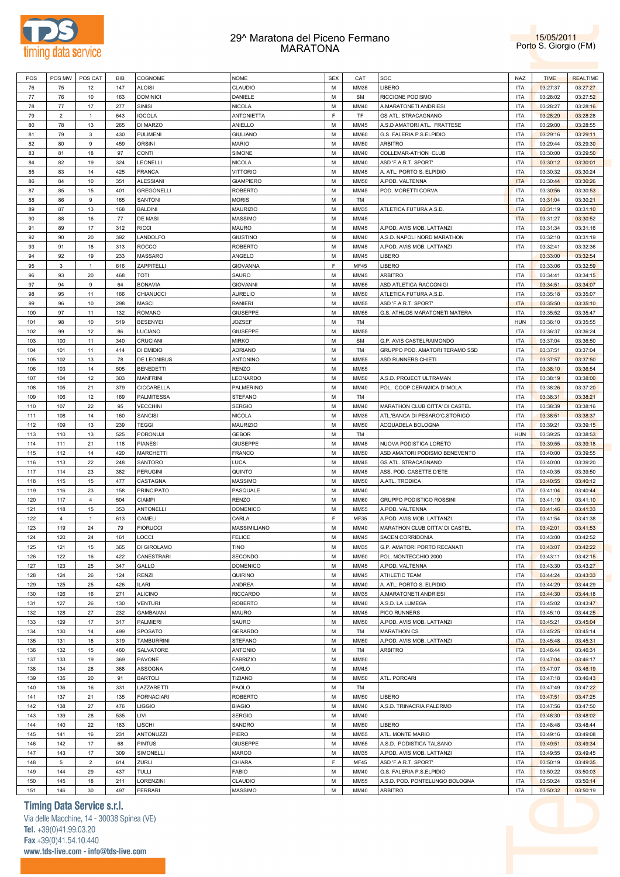# 29^ Maratona del Piceno Fermano
## MARATONA

15/05/2011
Porto S. Giorgio (FM)

| POS | POS MW | POS CAT | BIB | COGNOME | NOME | SEX | CAT | SOC | NAZ | TIME | REALTIME |
|---|---|---|---|---|---|---|---|---|---|---|---|
| 76 | 75 | 12 | 147 | ALOISI | CLAUDIO | M | MM35 | LIBERO | ITA | 03:27:37 | 03:27:27 |
| 77 | 76 | 10 | 163 | DOMINICI | DANIELE | M | SM | RICCIONE PODISMO | ITA | 03:28:02 | 03:27:52 |
| 78 | 77 | 17 | 277 | SINISI | NICOLA | M | MM40 | A.MARATONETI ANDRIESI | ITA | 03:28:27 | 03:28:16 |
| 79 | 2 | 1 | 643 | IOCOLA | ANTONIETTA | F | TF | GS ATL. STRACAGNANO | ITA | 03:28:29 | 03:28:28 |
| 80 | 78 | 13 | 265 | DI MARZO | ANIELLO | M | MM45 | A.S.D AMATORI ATL. FRATTESE | ITA | 03:29:00 | 03:28:55 |
| 81 | 79 | 3 | 430 | FULIMENI | GIULIANO | M | MM60 | G.S. FALERIA P.S.ELPIDIO | ITA | 03:29:16 | 03:29:11 |
| 82 | 80 | 9 | 459 | ORSINI | MARIO | M | MM50 | ARBITRO | ITA | 03:29:44 | 03:29:30 |
| 83 | 81 | 18 | 97 | CONTI | SIMONE | M | MM40 | COLLEMAR-ATHON CLUB | ITA | 03:30:00 | 03:29:50 |
| 84 | 82 | 19 | 324 | LEONELLI | NICOLA | M | MM40 | ASD 'F.A.R.T. SPORT' | ITA | 03:30:12 | 03:30:01 |
| 85 | 83 | 14 | 425 | FRANCA | VITTORIO | M | MM45 | A. ATL. PORTO S. ELPIDIO | ITA | 03:30:32 | 03:30:24 |
| 86 | 84 | 10 | 351 | ALESSIANI | GIAMPIERO | M | MM50 | A.POD. VALTENNA | ITA | 03:30:44 | 03:30:26 |
| 87 | 85 | 15 | 401 | GREGONELLI | ROBERTO | M | MM45 | POD. MORETTI CORVA | ITA | 03:30:56 | 03:30:53 |
| 88 | 86 | 9 | 165 | SANTONI | MORIS | M | TM | | ITA | 03:31:04 | 03:30:21 |
| 89 | 87 | 13 | 168 | BALDINI | MAURIZIO | M | MM35 | ATLETICA FUTURA A.S.D. | ITA | 03:31:19 | 03:31:10 |
| 90 | 88 | 16 | 77 | DE MASI | MASSIMO | M | MM45 | | ITA | 03:31:27 | 03:30:52 |
| 91 | 89 | 17 | 312 | RICCI | MAURO | M | MM45 | A.POD. AVIS MOB. LATTANZI | ITA | 03:31:34 | 03:31:16 |
| 92 | 90 | 20 | 392 | LANDOLFO | GIUSTINO | M | MM40 | A.S.D. NAPOLI NORD MARATHON | ITA | 03:32:10 | 03:31:19 |
| 93 | 91 | 18 | 313 | ROCCO | ROBERTO | M | MM45 | A.POD. AVIS MOB. LATTANZI | ITA | 03:32:41 | 03:32:36 |
| 94 | 92 | 19 | 233 | MASSARO | ANGELO | M | MM45 | LIBERO | | 03:33:00 | 03:32:54 |
| 95 | 3 | 1 | 616 | ZAPPITELLI | GIOVANNA | F | MF45 | LIBERO | ITA | 03:33:06 | 03:32:59 |
| 96 | 93 | 20 | 468 | TOTI | SAURO | M | MM45 | ARBITRO | ITA | 03:34:41 | 03:34:15 |
| 97 | 94 | 9 | 64 | BONAVIA | GIOVANNI | M | MM55 | ASD ATLETICA RACCONIGI | ITA | 03:34:51 | 03:34:07 |
| 98 | 95 | 11 | 166 | CHIANUCCI | AURELIO | M | MM50 | ATLETICA FUTURA A.S.D. | ITA | 03:35:18 | 03:35:07 |
| 99 | 96 | 10 | 298 | MASCI | RANIERI | M | MM55 | ASD 'F.A.R.T. SPORT' | ITA | 03:35:50 | 03:35:10 |
| 100 | 97 | 11 | 132 | ROMANO | GIUSEPPE | M | MM55 | G.S. ATHLOS MARATONETI MATERA | ITA | 03:35:52 | 03:35:47 |
| 101 | 98 | 10 | 519 | BESENYEI | JOZSEF | M | TM | | HUN | 03:36:10 | 03:35:55 |
| 102 | 99 | 12 | 86 | LUCIANO | GIUSEPPE | M | MM55 | | ITA | 03:36:37 | 03:36:24 |
| 103 | 100 | 11 | 340 | CRUCIANI | MIRKO | M | SM | G.P. AVIS CASTELRAIMONDO | ITA | 03:37:04 | 03:36:50 |
| 104 | 101 | 11 | 414 | DI EMIDIO | ADRIANO | M | TM | GRUPPO POD. AMATORI TERAMO SSD | ITA | 03:37:51 | 03:37:04 |
| 105 | 102 | 13 | 78 | DE LEONIBUS | ANTONINO | M | MM55 | ASD RUNNERS CHIETI | ITA | 03:37:57 | 03:37:50 |
| 106 | 103 | 14 | 505 | BENEDETTI | RENZO | M | MM55 | | ITA | 03:38:10 | 03:36:54 |
| 107 | 104 | 12 | 303 | MANFRINI | LEONARDO | M | MM50 | A.S.D. PROJECT ULTRAMAN | ITA | 03:38:19 | 03:38:00 |
| 108 | 105 | 21 | 379 | CICCARELLA | PALMERINO | M | MM40 | POL. COOP CERAMICA D'IMOLA | ITA | 03:38:26 | 03:37:20 |
| 109 | 106 | 12 | 169 | PALMITESSA | STEFANO | M | TM | | ITA | 03:38:31 | 03:38:21 |
| 110 | 107 | 22 | 95 | VECCHINI | SERGIO | M | MM40 | MARATHON CLUB CITTA' DI CASTEL | ITA | 03:38:39 | 03:38:16 |
| 111 | 108 | 14 | 160 | SANCISI | NICOLA | M | MM35 | ATL.'BANCA DI PESARO'C.STORICO | ITA | 03:38:51 | 03:38:37 |
| 112 | 109 | 13 | 239 | TEGGI | MAURIZIO | M | MM50 | ACQUADELA BOLOGNA | ITA | 03:39:21 | 03:39:15 |
| 113 | 110 | 13 | 525 | PORONUJI | GEBOR | M | TM | | HUN | 03:39:25 | 03:38:53 |
| 114 | 111 | 21 | 118 | PIANESI | GIUSEPPE | M | MM45 | NUOVA PODISTICA LORETO | ITA | 03:39:55 | 03:39:18 |
| 115 | 112 | 14 | 420 | MARCHETTI | FRANCO | M | MM50 | ASD AMATORI PODISMO BENEVENTO | ITA | 03:40:00 | 03:39:55 |
| 116 | 113 | 22 | 248 | SANTORO | LUCA | M | MM45 | GS ATL. STRACAGNANO | ITA | 03:40:00 | 03:39:20 |
| 117 | 114 | 23 | 382 | PERUGINI | QUINTO | M | MM45 | ASS. POD. CASETTE D'ETE | ITA | 03:40:35 | 03:39:50 |
| 118 | 115 | 15 | 477 | CASTAGNA | MASSIMO | M | MM50 | A.ATL. TRODICA | ITA | 03:40:55 | 03:40:12 |
| 119 | 116 | 23 | 158 | PRINCIPATO | PASQUALE | M | MM40 | | ITA | 03:41:04 | 03:40:44 |
| 120 | 117 | 4 | 504 | CIAMPI | RENZO | M | MM60 | GRUPPO PODISTICO ROSSINI | ITA | 03:41:19 | 03:41:10 |
| 121 | 118 | 15 | 353 | ANTONELLI | DOMENICO | M | MM55 | A.POD. VALTENNA | ITA | 03:41:46 | 03:41:33 |
| 122 | 4 | 1 | 613 | CAMELI | CARLA | F | MF35 | A.POD. AVIS MOB. LATTANZI | ITA | 03:41:54 | 03:41:38 |
| 123 | 119 | 24 | 79 | FIORUCCI | MASSIMILIANO | M | MM40 | MARATHON CLUB CITTA' DI CASTEL | ITA | 03:42:01 | 03:41:53 |
| 124 | 120 | 24 | 161 | LOCCI | FELICE | M | MM45 | SACEN CORRIDONIA | ITA | 03:43:00 | 03:42:52 |
| 125 | 121 | 15 | 365 | DI GIROLAMO | TINO | M | MM35 | G.P. AMATORI PORTO RECANATI | ITA | 03:43:07 | 03:42:22 |
| 126 | 122 | 16 | 422 | CANESTRARI | SECONDO | M | MM50 | POL. MONTECCHIO 2000 | ITA | 03:43:11 | 03:42:15 |
| 127 | 123 | 25 | 347 | GALLO | DOMENICO | M | MM45 | A.POD. VALTENNA | ITA | 03:43:30 | 03:43:27 |
| 128 | 124 | 26 | 124 | RENZI | QUIRINO | M | MM45 | ATHLETIC TEAM | ITA | 03:44:24 | 03:43:33 |
| 129 | 125 | 25 | 426 | ILARI | ANDREA | M | MM40 | A. ATL. PORTO S. ELPIDIO | ITA | 03:44:29 | 03:44:29 |
| 130 | 126 | 16 | 271 | ALICINO | RICCARDO | M | MM35 | A.MARATONETI ANDRIESI | ITA | 03:44:30 | 03:44:18 |
| 131 | 127 | 26 | 130 | VENTURI | ROBERTO | M | MM40 | A.S.D. LA LUMEGA | ITA | 03:45:02 | 03:43:47 |
| 132 | 128 | 27 | 232 | GAMBAIANI | MAURO | M | MM45 | PICO RUNNERS | ITA | 03:45:10 | 03:44:25 |
| 133 | 129 | 17 | 317 | PALMIERI | SAURO | M | MM50 | A.POD. AVIS MOB. LATTANZI | ITA | 03:45:21 | 03:45:04 |
| 134 | 130 | 14 | 499 | SPOSATO | GERARDO | M | TM | MARATHON CS | ITA | 03:45:25 | 03:45:14 |
| 135 | 131 | 18 | 319 | TAMBURRINI | STEFANO | M | MM50 | A.POD. AVIS MOB. LATTANZI | ITA | 03:45:48 | 03:45:31 |
| 136 | 132 | 15 | 460 | SALVATORE | ANTONIO | M | TM | ARBITRO | ITA | 03:46:44 | 03:46:31 |
| 137 | 133 | 19 | 369 | PAVONE | FABRIZIO | M | MM50 | | ITA | 03:47:04 | 03:46:17 |
| 138 | 134 | 28 | 368 | ASSOGNA | CARLO | M | MM45 | | ITA | 03:47:07 | 03:46:19 |
| 139 | 135 | 20 | 91 | BARTOLI | TIZIANO | M | MM50 | ATL. PORCARI | ITA | 03:47:18 | 03:46:43 |
| 140 | 136 | 16 | 331 | LAZZARETTI | PAOLO | M | TM | | ITA | 03:47:49 | 03:47:22 |
| 141 | 137 | 21 | 135 | FORNACIARI | ROBERTO | M | MM50 | LIBERO | ITA | 03:47:51 | 03:47:25 |
| 142 | 138 | 27 | 476 | LIGGIO | BIAGIO | M | MM40 | A.S.D. TRINACRIA PALERMO | ITA | 03:47:56 | 03:47:50 |
| 143 | 139 | 28 | 535 | LIVI | SERGIO | M | MM40 | | ITA | 03:48:30 | 03:48:02 |
| 144 | 140 | 22 | 183 | LISCHI | SANDRO | M | MM50 | LIBERO | ITA | 03:48:48 | 03:48:44 |
| 145 | 141 | 16 | 231 | ANTONUZZI | PIERO | M | MM55 | ATL. MONTE MARIO | ITA | 03:49:16 | 03:49:08 |
| 146 | 142 | 17 | 68 | PINTUS | GIUSEPPE | M | MM55 | A.S.D. PODISTICA TALSANO | ITA | 03:49:51 | 03:49:34 |
| 147 | 143 | 17 | 309 | SIMONELLI | MARCO | M | MM35 | A.POD. AVIS MOB. LATTANZI | ITA | 03:49:55 | 03:49:45 |
| 148 | 5 | 2 | 614 | ZURLI | CHIARA | F | MF45 | ASD 'F.A.R.T. SPORT' | ITA | 03:50:19 | 03:49:35 |
| 149 | 144 | 29 | 437 | TULLI | FABIO | M | MM40 | G.S. FALERIA P.S.ELPIDIO | ITA | 03:50:22 | 03:50:03 |
| 150 | 145 | 18 | 211 | LORENZINI | CLAUDIO | M | MM55 | A.S.D. POD. PONTELUNGO BOLOGNA | ITA | 03:50:24 | 03:50:14 |
| 151 | 146 | 30 | 497 | FERRARI | MASSIMO | M | MM40 | ARBITRO | ITA | 03:50:32 | 03:50:19 |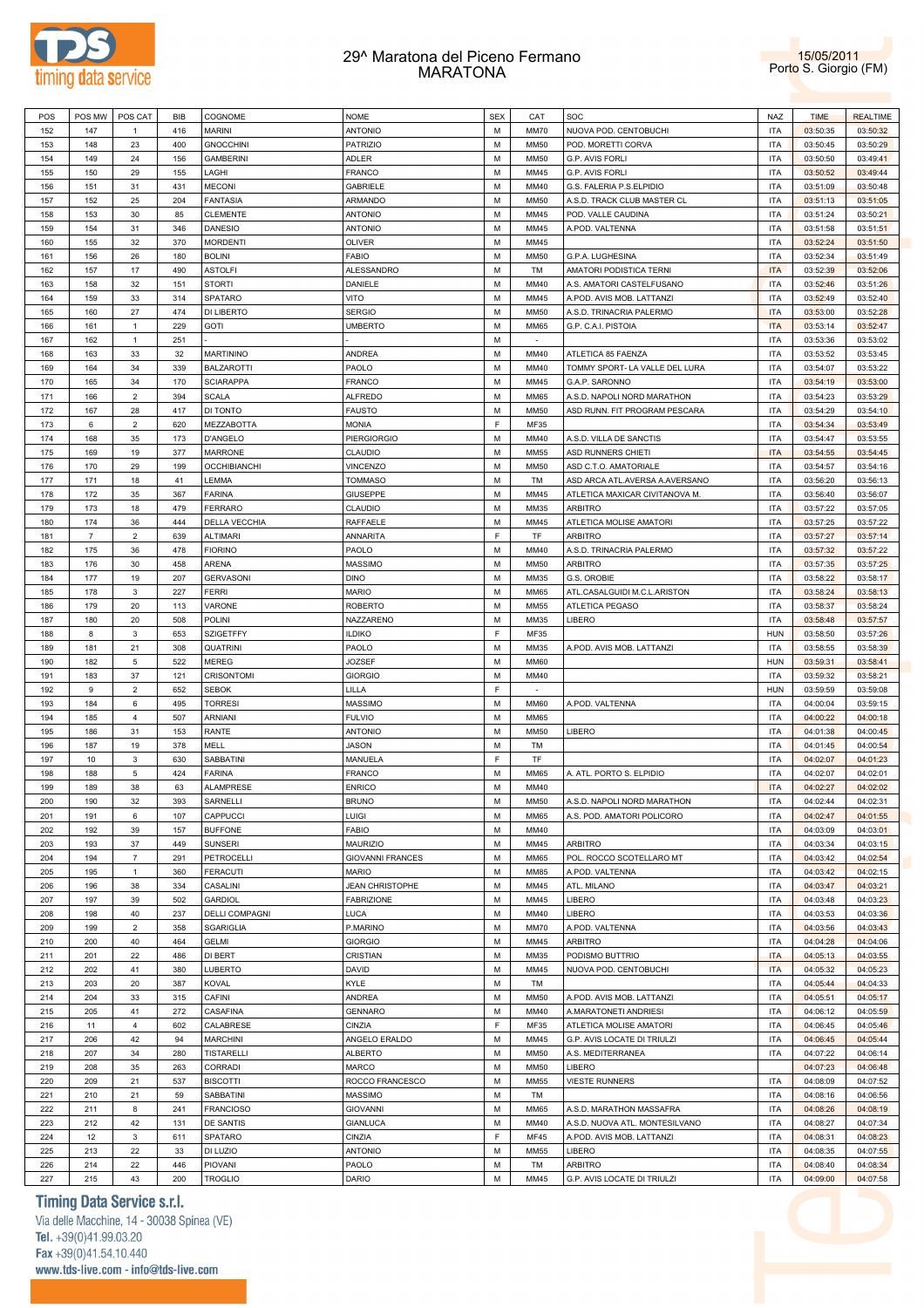# 29^ Maratona del Piceno Fermano
## MARATONA

15/05/2011
Porto S. Giorgio (FM)

| POS | POS MW | POS CAT | BIB | COGNOME | NOME | SEX | CAT | SOC | NAZ | TIME | REALTIME |
|---|---|---|---|---|---|---|---|---|---|---|---|
| 152 | 147 | 1 | 416 | MARINI | ANTONIO | M | MM70 | NUOVA POD. CENTOBUCHI | ITA | 03:50:35 | 03:50:32 |
| 153 | 148 | 23 | 400 | GNOCCHINI | PATRIZIO | M | MM50 | POD. MORETTI CORVA | ITA | 03:50:45 | 03:50:29 |
| 154 | 149 | 24 | 156 | GAMBERINI | ADLER | M | MM50 | G.P. AVIS FORLI | ITA | 03:50:50 | 03:49:41 |
| 155 | 150 | 29 | 155 | LAGHI | FRANCO | M | MM45 | G.P. AVIS FORLI | ITA | 03:50:52 | 03:49:44 |
| 156 | 151 | 31 | 431 | MECONI | GABRIELE | M | MM40 | G.S. FALERIA P.S.ELPIDIO | ITA | 03:51:09 | 03:50:48 |
| 157 | 152 | 25 | 204 | FANTASIA | ARMANDO | M | MM50 | A.S.D. TRACK CLUB MASTER CL | ITA | 03:51:13 | 03:51:05 |
| 158 | 153 | 30 | 85 | CLEMENTE | ANTONIO | M | MM45 | POD. VALLE CAUDINA | ITA | 03:51:24 | 03:50:21 |
| 159 | 154 | 31 | 346 | DANESIO | ANTONIO | M | MM45 | A.POD. VALTENNA | ITA | 03:51:58 | 03:51:51 |
| 160 | 155 | 32 | 370 | MORDENTI | OLIVER | M | MM45 |  | ITA | 03:52:24 | 03:51:50 |
| 161 | 156 | 26 | 180 | BOLINI | FABIO | M | MM50 | G.P.A. LUGHESINA | ITA | 03:52:34 | 03:51:49 |
| 162 | 157 | 17 | 490 | ASTOLFI | ALESSANDRO | M | TM | AMATORI PODISTICA TERNI | ITA | 03:52:39 | 03:52:06 |
| 163 | 158 | 32 | 151 | STORTI | DANIELE | M | MM40 | A.S. AMATORI CASTELFUSANO | ITA | 03:52:46 | 03:51:26 |
| 164 | 159 | 33 | 314 | SPATARO | VITO | M | MM45 | A.POD. AVIS MOB. LATTANZI | ITA | 03:52:49 | 03:52:40 |
| 165 | 160 | 27 | 474 | DI LIBERTO | SERGIO | M | MM50 | A.S.D. TRINACRIA PALERMO | ITA | 03:53:00 | 03:52:28 |
| 166 | 161 | 1 | 229 | GOTI | UMBERTO | M | MM65 | G.P. C.A.I. PISTOIA | ITA | 03:53:14 | 03:52:47 |
| 167 | 162 | 1 | 251 | - | - | M | - |  | ITA | 03:53:36 | 03:53:02 |
| 168 | 163 | 33 | 32 | MARTININO | ANDREA | M | MM40 | ATLETICA 85 FAENZA | ITA | 03:53:52 | 03:53:45 |
| 169 | 164 | 34 | 339 | BALZAROTTI | PAOLO | M | MM40 | TOMMY SPORT- LA VALLE DEL LURA | ITA | 03:54:07 | 03:53:22 |
| 170 | 165 | 34 | 170 | SCIARAPPA | FRANCO | M | MM45 | G.A.P. SARONNO | ITA | 03:54:19 | 03:53:00 |
| 171 | 166 | 2 | 394 | SCALA | ALFREDO | M | MM65 | A.S.D. NAPOLI NORD MARATHON | ITA | 03:54:23 | 03:53:29 |
| 172 | 167 | 28 | 417 | DI TONTO | FAUSTO | M | MM50 | ASD RUNN. FIT PROGRAM PESCARA | ITA | 03:54:29 | 03:54:10 |
| 173 | 6 | 2 | 620 | MEZZABOTTA | MONIA | F | MF35 |  | ITA | 03:54:34 | 03:53:49 |
| 174 | 168 | 35 | 173 | D'ANGELO | PIERGIORGIO | M | MM40 | A.S.D. VILLA DE SANCTIS | ITA | 03:54:47 | 03:53:55 |
| 175 | 169 | 19 | 377 | MARRONE | CLAUDIO | M | MM55 | ASD RUNNERS CHIETI | ITA | 03:54:55 | 03:54:45 |
| 176 | 170 | 29 | 199 | OCCHIBIANCHI | VINCENZO | M | MM50 | ASD C.T.O. AMATORIALE | ITA | 03:54:57 | 03:54:16 |
| 177 | 171 | 18 | 41 | LEMMA | TOMMASO | M | TM | ASD ARCA ATL.AVERSA A.AVERSANO | ITA | 03:56:20 | 03:56:13 |
| 178 | 172 | 35 | 367 | FARINA | GIUSEPPE | M | MM45 | ATLETICA MAXICAR CIVITANOVA M. | ITA | 03:56:40 | 03:56:07 |
| 179 | 173 | 18 | 479 | FERRARO | CLAUDIO | M | MM35 | ARBITRO | ITA | 03:57:22 | 03:57:05 |
| 180 | 174 | 36 | 444 | DELLA VECCHIA | RAFFAELE | M | MM45 | ATLETICA MOLISE AMATORI | ITA | 03:57:25 | 03:57:22 |
| 181 | 7 | 2 | 639 | ALTIMARI | ANNARITA | F | TF | ARBITRO | ITA | 03:57:27 | 03:57:14 |
| 182 | 175 | 36 | 478 | FIORINO | PAOLO | M | MM40 | A.S.D. TRINACRIA PALERMO | ITA | 03:57:32 | 03:57:22 |
| 183 | 176 | 30 | 458 | ARENA | MASSIMO | M | MM50 | ARBITRO | ITA | 03:57:35 | 03:57:25 |
| 184 | 177 | 19 | 207 | GERVASONI | DINO | M | MM35 | G.S. OROBIE | ITA | 03:58:22 | 03:58:17 |
| 185 | 178 | 3 | 227 | FERRI | MARIO | M | MM65 | ATL.CASALGUIDI M.C.L.ARISTON | ITA | 03:58:24 | 03:58:13 |
| 186 | 179 | 20 | 113 | VARONE | ROBERTO | M | MM55 | ATLETICA PEGASO | ITA | 03:58:37 | 03:58:24 |
| 187 | 180 | 20 | 508 | POLINI | NAZZARENO | M | MM35 | LIBERO | ITA | 03:58:48 | 03:57:57 |
| 188 | 8 | 3 | 653 | SZIGETFFY | ILDIKO | F | MF35 |  | HUN | 03:58:50 | 03:57:26 |
| 189 | 181 | 21 | 308 | QUATRINI | PAOLO | M | MM35 | A.POD. AVIS MOB. LATTANZI | ITA | 03:58:55 | 03:58:39 |
| 190 | 182 | 5 | 522 | MEREG | JOZSEF | M | MM60 |  | HUN | 03:59:31 | 03:58:41 |
| 191 | 183 | 37 | 121 | CRISONTOMI | GIORGIO | M | MM40 |  | ITA | 03:59:32 | 03:58:21 |
| 192 | 9 | 2 | 652 | SEBOK | LILLA | F | - |  | HUN | 03:59:59 | 03:59:08 |
| 193 | 184 | 6 | 495 | TORRESI | MASSIMO | M | MM60 | A.POD. VALTENNA | ITA | 04:00:04 | 03:59:15 |
| 194 | 185 | 4 | 507 | ARNIANI | FULVIO | M | MM65 |  | ITA | 04:00:22 | 04:00:18 |
| 195 | 186 | 31 | 153 | RANTE | ANTONIO | M | MM50 | LIBERO | ITA | 04:01:38 | 04:00:45 |
| 196 | 187 | 19 | 378 | MELL | JASON | M | TM |  | ITA | 04:01:45 | 04:00:54 |
| 197 | 10 | 3 | 630 | SABBATINI | MANUELA | F | TF |  | ITA | 04:02:07 | 04:01:23 |
| 198 | 188 | 5 | 424 | FARINA | FRANCO | M | MM65 | A. ATL. PORTO S. ELPIDIO | ITA | 04:02:07 | 04:02:01 |
| 199 | 189 | 38 | 63 | ALAMPRESE | ENRICO | M | MM40 |  | ITA | 04:02:27 | 04:02:02 |
| 200 | 190 | 32 | 393 | SARNELLI | BRUNO | M | MM50 | A.S.D. NAPOLI NORD MARATHON | ITA | 04:02:44 | 04:02:31 |
| 201 | 191 | 6 | 107 | CAPPUCCI | LUIGI | M | MM65 | A.S. POD. AMATORI POLICORO | ITA | 04:02:47 | 04:01:55 |
| 202 | 192 | 39 | 157 | BUFFONE | FABIO | M | MM40 |  | ITA | 04:03:09 | 04:03:01 |
| 203 | 193 | 37 | 449 | SUNSERI | MAURIZIO | M | MM45 | ARBITRO | ITA | 04:03:34 | 04:03:15 |
| 204 | 194 | 7 | 291 | PETROCELLI | GIOVANNI FRANCES | M | MM65 | POL. ROCCO SCOTELLARO MT | ITA | 04:03:42 | 04:02:54 |
| 205 | 195 | 1 | 360 | FERACUTI | MARIO | M | MM85 | A.POD. VALTENNA | ITA | 04:03:42 | 04:02:15 |
| 206 | 196 | 38 | 334 | CASALINI | JEAN CHRISTOPHE | M | MM45 | ATL. MILANO | ITA | 04:03:47 | 04:03:21 |
| 207 | 197 | 39 | 502 | GARDIOL | FABRIZIONE | M | MM45 | LIBERO | ITA | 04:03:48 | 04:03:23 |
| 208 | 198 | 40 | 237 | DELLI COMPAGNI | LUCA | M | MM40 | LIBERO | ITA | 04:03:53 | 04:03:36 |
| 209 | 199 | 2 | 358 | SGARIGLIA | P.MARINO | M | MM70 | A.POD. VALTENNA | ITA | 04:03:56 | 04:03:43 |
| 210 | 200 | 40 | 464 | GELMI | GIORGIO | M | MM45 | ARBITRO | ITA | 04:04:28 | 04:04:06 |
| 211 | 201 | 22 | 486 | DI BERT | CRISTIAN | M | MM35 | PODISMO BUTTRIO | ITA | 04:05:13 | 04:03:55 |
| 212 | 202 | 41 | 380 | LUBERTO | DAVID | M | MM45 | NUOVA POD. CENTOBUCHI | ITA | 04:05:32 | 04:05:23 |
| 213 | 203 | 20 | 387 | KOVAL | KYLE | M | TM |  | ITA | 04:05:44 | 04:04:33 |
| 214 | 204 | 33 | 315 | CAFINI | ANDREA | M | MM50 | A.POD. AVIS MOB. LATTANZI | ITA | 04:05:51 | 04:05:17 |
| 215 | 205 | 41 | 272 | CASAFINA | GENNARO | M | MM40 | A.MARATONETI ANDRIESI | ITA | 04:06:12 | 04:05:59 |
| 216 | 11 | 4 | 602 | CALABRESE | CINZIA | F | MF35 | ATLETICA MOLISE AMATORI | ITA | 04:06:45 | 04:05:46 |
| 217 | 206 | 42 | 94 | MARCHINI | ANGELO ERALDO | M | MM45 | G.P. AVIS LOCATE DI TRIULZI | ITA | 04:06:45 | 04:05:44 |
| 218 | 207 | 34 | 280 | TISTARELLI | ALBERTO | M | MM50 | A.S. MEDITERRANEA | ITA | 04:07:22 | 04:06:14 |
| 219 | 208 | 35 | 263 | CORRADI | MARCO | M | MM50 | LIBERO |  | 04:07:23 | 04:06:48 |
| 220 | 209 | 21 | 537 | BISCOTTI | ROCCO FRANCESCO | M | MM55 | VIESTE RUNNERS | ITA | 04:08:09 | 04:07:52 |
| 221 | 210 | 21 | 59 | SABBATINI | MASSIMO | M | TM |  | ITA | 04:08:16 | 04:06:56 |
| 222 | 211 | 8 | 241 | FRANCIOSO | GIOVANNI | M | MM65 | A.S.D. MARATHON MASSAFRA | ITA | 04:08:26 | 04:08:19 |
| 223 | 212 | 42 | 131 | DE SANTIS | GIANLUCA | M | MM40 | A.S.D. NUOVA ATL. MONTESILVANO | ITA | 04:08:27 | 04:07:34 |
| 224 | 12 | 3 | 611 | SPATARO | CINZIA | F | MF45 | A.POD. AVIS MOB. LATTANZI | ITA | 04:08:31 | 04:08:23 |
| 225 | 213 | 22 | 33 | DI LUZIO | ANTONIO | M | MM55 | LIBERO | ITA | 04:08:35 | 04:07:55 |
| 226 | 214 | 22 | 446 | PIOVANI | PAOLO | M | TM | ARBITRO | ITA | 04:08:40 | 04:08:34 |
| 227 | 215 | 43 | 200 | TROGLIO | DARIO | M | MM45 | G.P. AVIS LOCATE DI TRIULZI | ITA | 04:09:00 | 04:07:58 |

**Timing Data Service s.r.l.**
Via delle Macchine, 14 - 30038 Spinea (VE)
Tel. +39(0)41.99.03.20
Fax +39(0)41.54.10.440
www.tds-live.com - info@tds-live.com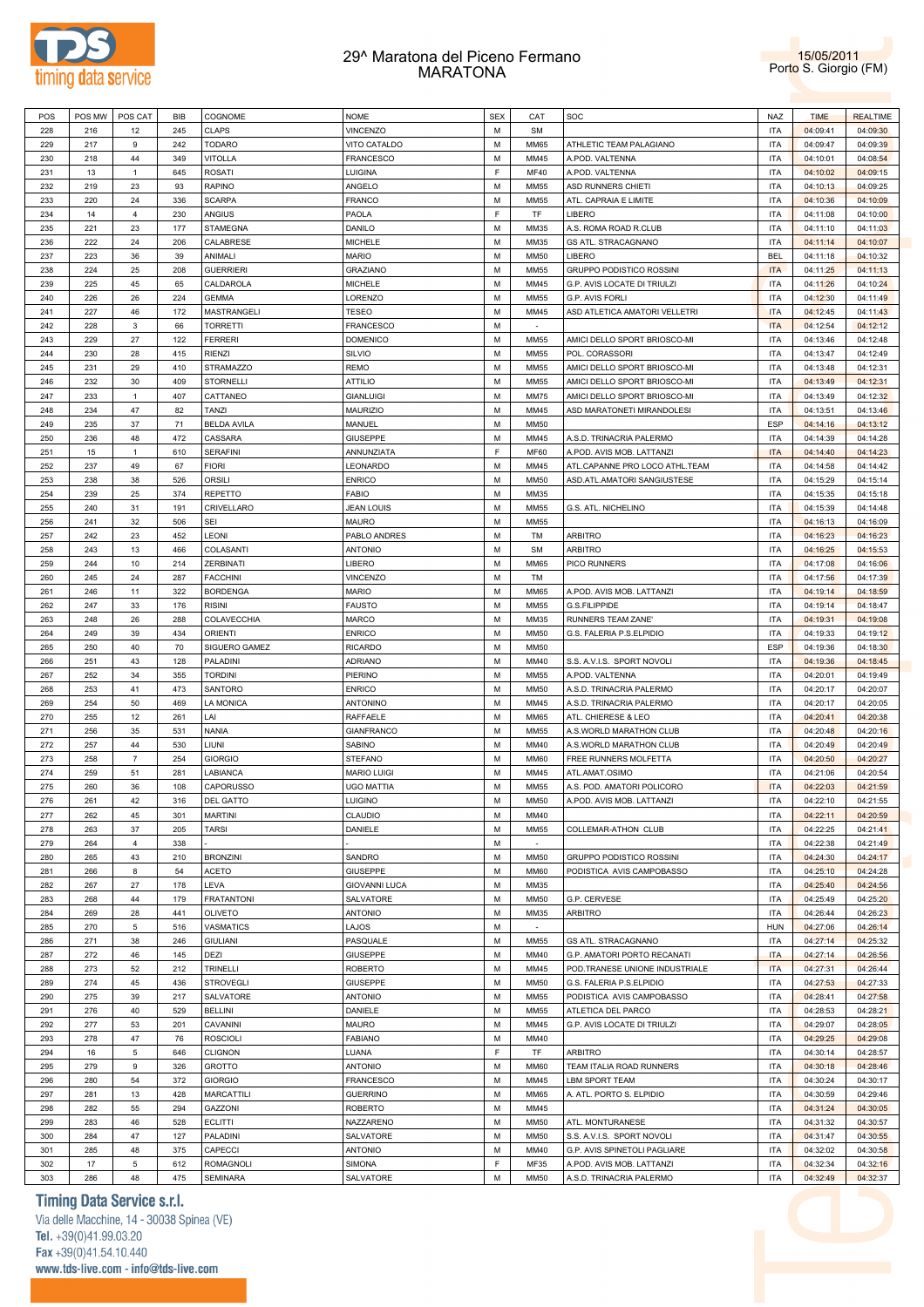# 29^ Maratona del Piceno Fermano
## MARATONA

15/05/2011
Porto S. Giorgio (FM)

| POS | POS MW | POS CAT | BIB | COGNOME | NOME | SEX | CAT | SOC | NAZ | TIME | REALTIME |
|---|---|---|---|---|---|---|---|---|---|---|---|
| 228 | 216 | 12 | 245 | CLAPS | VINCENZO | M | SM | | ITA | 04:09:41 | 04:09:30 |
| 229 | 217 | 9 | 242 | TODARO | VITO CATALDO | M | MM65 | ATHLETIC TEAM PALAGIANO | ITA | 04:09:47 | 04:09:39 |
| 230 | 218 | 44 | 349 | VITOLLA | FRANCESCO | M | MM45 | A.POD. VALTENNA | ITA | 04:10:01 | 04:08:54 |
| 231 | 13 | 1 | 645 | ROSATI | LUIGINA | F | MF40 | A.POD. VALTENNA | ITA | 04:10:02 | 04:09:15 |
| 232 | 219 | 23 | 93 | RAPINO | ANGELO | M | MM55 | ASD RUNNERS CHIETI | ITA | 04:10:13 | 04:09:25 |
| 233 | 220 | 24 | 336 | SCARPA | FRANCO | M | MM55 | ATL. CAPRAIA E LIMITE | ITA | 04:10:36 | 04:10:09 |
| 234 | 14 | 4 | 230 | ANGIUS | PAOLA | F | TF | LIBERO | ITA | 04:11:08 | 04:10:00 |
| 235 | 221 | 23 | 177 | STAMEGNA | DANILO | M | MM35 | A.S. ROMA ROAD R.CLUB | ITA | 04:11:10 | 04:11:03 |
| 236 | 222 | 24 | 206 | CALABRESE | MICHELE | M | MM35 | GS ATL. STRACAGNANO | ITA | 04:11:14 | 04:10:07 |
| 237 | 223 | 36 | 39 | ANIMALI | MARIO | M | MM50 | LIBERO | BEL | 04:11:18 | 04:10:32 |
| 238 | 224 | 25 | 208 | GUERRIERI | GRAZIANO | M | MM55 | GRUPPO PODISTICO ROSSINI | ITA | 04:11:25 | 04:11:13 |
| 239 | 225 | 45 | 65 | CALDAROLA | MICHELE | M | MM45 | G.P. AVIS LOCATE DI TRIULZI | ITA | 04:11:26 | 04:10:24 |
| 240 | 226 | 26 | 224 | GEMMA | LORENZO | M | MM55 | G.P. AVIS FORLI | ITA | 04:12:30 | 04:11:49 |
| 241 | 227 | 46 | 172 | MASTRANGELI | TESEO | M | MM45 | ASD ATLETICA AMATORI VELLETRI | ITA | 04:12:45 | 04:11:43 |
| 242 | 228 | 3 | 66 | TORRETTI | FRANCESCO | M | - | | ITA | 04:12:54 | 04:12:12 |
| 243 | 229 | 27 | 122 | FERRERI | DOMENICO | M | MM55 | AMICI DELLO SPORT BRIOSCO-MI | ITA | 04:13:46 | 04:12:48 |
| 244 | 230 | 28 | 415 | RIENZI | SILVIO | M | MM55 | POL. CORASSORI | ITA | 04:13:47 | 04:12:49 |
| 245 | 231 | 29 | 410 | STRAMAZZO | REMO | M | MM55 | AMICI DELLO SPORT BRIOSCO-MI | ITA | 04:13:48 | 04:12:31 |
| 246 | 232 | 30 | 409 | STORNELLI | ATTILIO | M | MM55 | AMICI DELLO SPORT BRIOSCO-MI | ITA | 04:13:49 | 04:12:31 |
| 247 | 233 | 1 | 407 | CATTANEO | GIANLUIGI | M | MM75 | AMICI DELLO SPORT BRIOSCO-MI | ITA | 04:13:49 | 04:12:32 |
| 248 | 234 | 47 | 82 | TANZI | MAURIZIO | M | MM45 | ASD MARATONETI MIRANDOLESI | ITA | 04:13:51 | 04:13:46 |
| 249 | 235 | 37 | 71 | BELDA AVILA | MANUEL | M | MM50 | | ESP | 04:14:16 | 04:13:12 |
| 250 | 236 | 48 | 472 | CASSARA | GIUSEPPE | M | MM45 | A.S.D. TRINACRIA PALERMO | ITA | 04:14:39 | 04:14:28 |
| 251 | 15 | 1 | 610 | SERAFINI | ANNUNZIATA | F | MF60 | A.POD. AVIS MOB. LATTANZI | ITA | 04:14:40 | 04:14:23 |
| 252 | 237 | 49 | 67 | FIORI | LEONARDO | M | MM45 | ATL.CAPANNE PRO LOCO ATHL.TEAM | ITA | 04:14:58 | 04:14:42 |
| 253 | 238 | 38 | 526 | ORSILI | ENRICO | M | MM50 | ASD.ATL.AMATORI SANGIUSTESE | ITA | 04:15:29 | 04:15:14 |
| 254 | 239 | 25 | 374 | REPETTO | FABIO | M | MM35 | | ITA | 04:15:35 | 04:15:18 |
| 255 | 240 | 31 | 191 | CRIVELLARO | JEAN LOUIS | M | MM55 | G.S. ATL. NICHELINO | ITA | 04:15:39 | 04:14:48 |
| 256 | 241 | 32 | 506 | SEI | MAURO | M | MM55 | | ITA | 04:16:13 | 04:16:09 |
| 257 | 242 | 23 | 452 | LEONI | PABLO ANDRES | M | TM | ARBITRO | ITA | 04:16:23 | 04:16:23 |
| 258 | 243 | 13 | 466 | COLASANTI | ANTONIO | M | SM | ARBITRO | ITA | 04:16:25 | 04:15:53 |
| 259 | 244 | 10 | 214 | ZERBINATI | LIBERO | M | MM65 | PICO RUNNERS | ITA | 04:17:08 | 04:16:06 |
| 260 | 245 | 24 | 287 | FACCHINI | VINCENZO | M | TM | | ITA | 04:17:56 | 04:17:39 |
| 261 | 246 | 11 | 322 | BORDENGA | MARIO | M | MM65 | A.POD. AVIS MOB. LATTANZI | ITA | 04:19:14 | 04:18:59 |
| 262 | 247 | 33 | 176 | RISINI | FAUSTO | M | MM55 | G.S.FILIPPIDE | ITA | 04:19:14 | 04:18:47 |
| 263 | 248 | 26 | 288 | COLAVECCHIA | MARCO | M | MM35 | RUNNERS TEAM ZANE' | ITA | 04:19:31 | 04:19:08 |
| 264 | 249 | 39 | 434 | ORIENTI | ENRICO | M | MM50 | G.S. FALERIA P.S.ELPIDIO | ITA | 04:19:33 | 04:19:12 |
| 265 | 250 | 40 | 70 | SIGUERO GAMEZ | RICARDO | M | MM50 | | ESP | 04:19:36 | 04:18:30 |
| 266 | 251 | 43 | 128 | PALADINI | ADRIANO | M | MM40 | S.S. A.V.I.S. SPORT NOVOLI | ITA | 04:19:36 | 04:18:45 |
| 267 | 252 | 34 | 355 | TORDINI | PIERINO | M | MM55 | A.POD. VALTENNA | ITA | 04:20:01 | 04:19:49 |
| 268 | 253 | 41 | 473 | SANTORO | ENRICO | M | MM50 | A.S.D. TRINACRIA PALERMO | ITA | 04:20:17 | 04:20:07 |
| 269 | 254 | 50 | 469 | LA MONICA | ANTONINO | M | MM45 | A.S.D. TRINACRIA PALERMO | ITA | 04:20:17 | 04:20:05 |
| 270 | 255 | 12 | 261 | LAI | RAFFAELE | M | MM65 | ATL. CHIERESE & LEO | ITA | 04:20:41 | 04:20:38 |
| 271 | 256 | 35 | 531 | NANIA | GIANFRANCO | M | MM55 | A.S.WORLD MARATHON CLUB | ITA | 04:20:48 | 04:20:16 |
| 272 | 257 | 44 | 530 | LIUNI | SABINO | M | MM40 | A.S.WORLD MARATHON CLUB | ITA | 04:20:49 | 04:20:49 |
| 273 | 258 | 7 | 254 | GIORGIO | STEFANO | M | MM60 | FREE RUNNERS MOLFETTA | ITA | 04:20:50 | 04:20:27 |
| 274 | 259 | 51 | 281 | LABIANCA | MARIO LUIGI | M | MM45 | ATL.AMAT.OSIMO | ITA | 04:21:06 | 04:20:54 |
| 275 | 260 | 36 | 108 | CAPORUSSO | UGO MATTIA | M | MM55 | A.S. POD. AMATORI POLICORO | ITA | 04:22:03 | 04:21:59 |
| 276 | 261 | 42 | 316 | DEL GATTO | LUIGINO | M | MM50 | A.POD. AVIS MOB. LATTANZI | ITA | 04:22:10 | 04:21:55 |
| 277 | 262 | 45 | 301 | MARTINI | CLAUDIO | M | MM40 | | ITA | 04:22:11 | 04:20:59 |
| 278 | 263 | 37 | 205 | TARSI | DANIELE | M | MM55 | COLLEMAR-ATHON CLUB | ITA | 04:22:25 | 04:21:41 |
| 279 | 264 | 4 | 338 | - | - | M | - | | ITA | 04:22:38 | 04:21:49 |
| 280 | 265 | 43 | 210 | BRONZINI | SANDRO | M | MM50 | GRUPPO PODISTICO ROSSINI | ITA | 04:24:30 | 04:24:17 |
| 281 | 266 | 8 | 54 | ACETO | GIUSEPPE | M | MM60 | PODISTICA AVIS CAMPOBASSO | ITA | 04:25:10 | 04:24:28 |
| 282 | 267 | 27 | 178 | LEVA | GIOVANNI LUCA | M | MM35 | | ITA | 04:25:40 | 04:24:56 |
| 283 | 268 | 44 | 179 | FRATANTONI | SALVATORE | M | MM50 | G.P. CERVESE | ITA | 04:25:49 | 04:25:20 |
| 284 | 269 | 28 | 441 | OLIVETO | ANTONIO | M | MM35 | ARBITRO | ITA | 04:26:44 | 04:26:23 |
| 285 | 270 | 5 | 516 | VASMATICS | LAJOS | M | - | | HUN | 04:27:06 | 04:26:14 |
| 286 | 271 | 38 | 246 | GIULIANI | PASQUALE | M | MM55 | GS ATL. STRACAGNANO | ITA | 04:27:14 | 04:25:32 |
| 287 | 272 | 46 | 145 | DEZI | GIUSEPPE | M | MM40 | G.P. AMATORI PORTO RECANATI | ITA | 04:27:14 | 04:26:56 |
| 288 | 273 | 52 | 212 | TRINELLI | ROBERTO | M | MM45 | POD.TRANESE UNIONE INDUSTRIALE | ITA | 04:27:31 | 04:26:44 |
| 289 | 274 | 45 | 436 | STROVEGLI | GIUSEPPE | M | MM50 | G.S. FALERIA P.S.ELPIDIO | ITA | 04:27:53 | 04:27:33 |
| 290 | 275 | 39 | 217 | SALVATORE | ANTONIO | M | MM55 | PODISTICA AVIS CAMPOBASSO | ITA | 04:28:41 | 04:27:58 |
| 291 | 276 | 40 | 529 | BELLINI | DANIELE | M | MM55 | ATLETICA DEL PARCO | ITA | 04:28:53 | 04:28:21 |
| 292 | 277 | 53 | 201 | CAVANINI | MAURO | M | MM45 | G.P. AVIS LOCATE DI TRIULZI | ITA | 04:29:07 | 04:28:05 |
| 293 | 278 | 47 | 76 | ROSCIOLI | FABIANO | M | MM40 | | ITA | 04:29:25 | 04:29:08 |
| 294 | 16 | 5 | 646 | CLIGNON | LUANA | F | TF | ARBITRO | ITA | 04:30:14 | 04:28:57 |
| 295 | 279 | 9 | 326 | GROTTO | ANTONIO | M | MM60 | TEAM ITALIA ROAD RUNNERS | ITA | 04:30:18 | 04:28:46 |
| 296 | 280 | 54 | 372 | GIORGIO | FRANCESCO | M | MM45 | LBM SPORT TEAM | ITA | 04:30:24 | 04:30:17 |
| 297 | 281 | 13 | 428 | MARCATTILI | GUERRINO | M | MM65 | A. ATL. PORTO S. ELPIDIO | ITA | 04:30:59 | 04:29:46 |
| 298 | 282 | 55 | 294 | GAZZONI | ROBERTO | M | MM45 | | ITA | 04:31:24 | 04:30:05 |
| 299 | 283 | 46 | 528 | ECLITTI | NAZZARENO | M | MM50 | ATL. MONTURANESE | ITA | 04:31:32 | 04:30:57 |
| 300 | 284 | 47 | 127 | PALADINI | SALVATORE | M | MM50 | S.S. A.V.I.S. SPORT NOVOLI | ITA | 04:31:47 | 04:30:55 |
| 301 | 285 | 48 | 375 | CAPECCI | ANTONIO | M | MM40 | G.P. AVIS SPINETOLI PAGLIARE | ITA | 04:32:02 | 04:30:58 |
| 302 | 17 | 5 | 612 | ROMAGNOLI | SIMONA | F | MF35 | A.POD. AVIS MOB. LATTANZI | ITA | 04:32:34 | 04:32:16 |
| 303 | 286 | 48 | 475 | SEMINARA | SALVATORE | M | MM50 | A.S.D. TRINACRIA PALERMO | ITA | 04:32:49 | 04:32:37 |

**Timing Data Service s.r.l.**
Via delle Macchine, 14 - 30038 Spinea (VE)
Tel. +39(0)41.99.03.20
Fax +39(0)41.54.10.440
www.tds-live.com - info@tds-live.com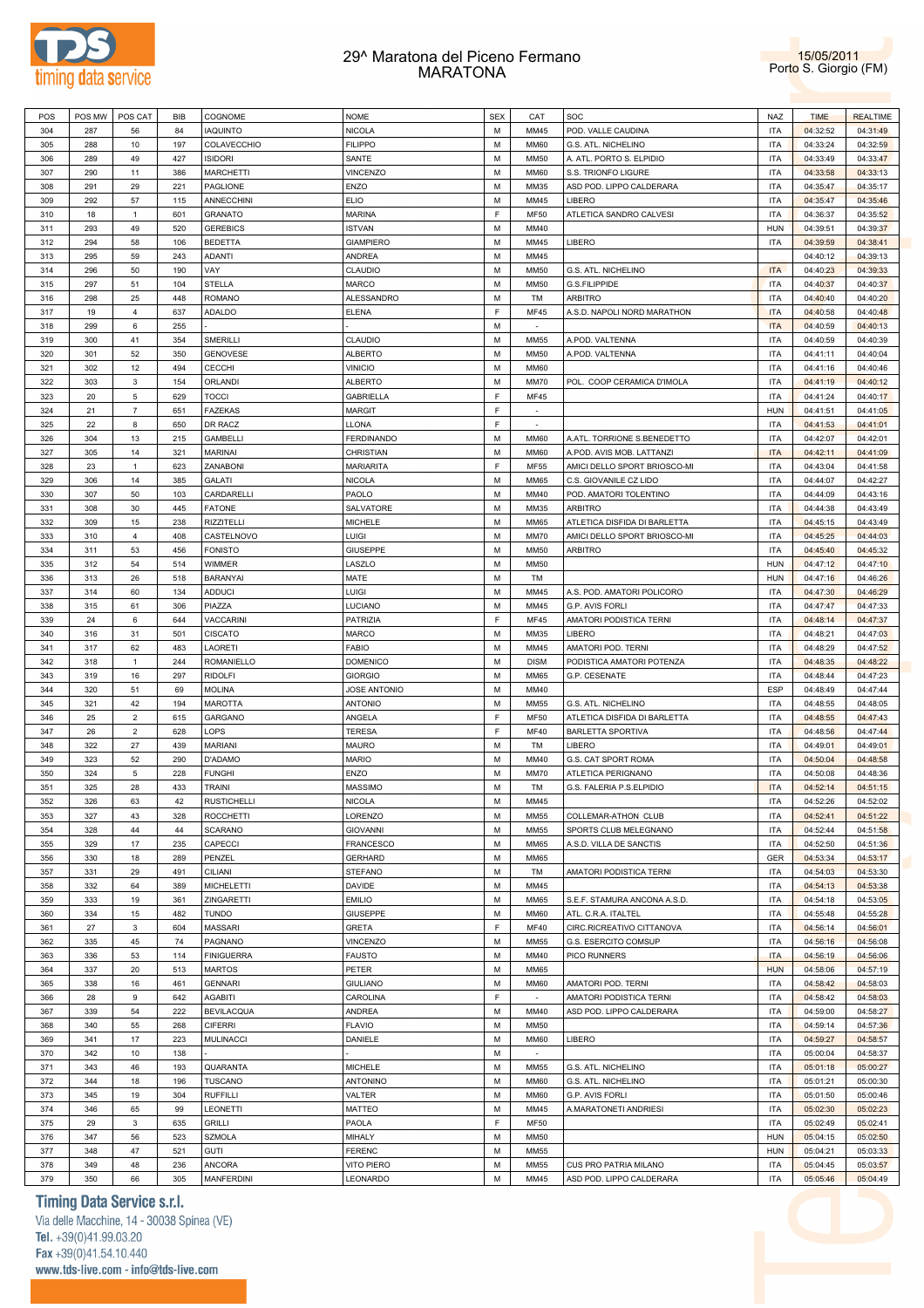# 29^ Maratona del Piceno Fermano
## MARATONA

15/05/2011
Porto S. Giorgio (FM)

| POS | POS MW | POS CAT | BIB | COGNOME | NOME | SEX | CAT | SOC | NAZ | TIME | REALTIME |
|---|---|---|---|---|---|---|---|---|---|---|---|
| 304 | 287 | 56 | 84 | IAQUINTO | NICOLA | M | MM45 | POD. VALLE CAUDINA | ITA | 04:32:52 | 04:31:49 |
| 305 | 288 | 10 | 197 | COLAVECCHIO | FILIPPO | M | MM60 | G.S. ATL. NICHELINO | ITA | 04:33:24 | 04:32:59 |
| 306 | 289 | 49 | 427 | ISIDORI | SANTE | M | MM50 | A. ATL. PORTO S. ELPIDIO | ITA | 04:33:49 | 04:33:47 |
| 307 | 290 | 11 | 386 | MARCHETTI | VINCENZO | M | MM60 | S.S. TRIONFO LIGURE | ITA | 04:33:58 | 04:33:13 |
| 308 | 291 | 29 | 221 | PAGLIONE | ENZO | M | MM35 | ASD POD. LIPPO CALDERARA | ITA | 04:35:47 | 04:35:17 |
| 309 | 292 | 57 | 115 | ANNECCHINI | ELIO | M | MM45 | LIBERO | ITA | 04:35:47 | 04:35:46 |
| 310 | 18 | 1 | 601 | GRANATO | MARINA | F | MF50 | ATLETICA SANDRO CALVESI | ITA | 04:36:37 | 04:35:52 |
| 311 | 293 | 49 | 520 | GEREBICS | ISTVAN | M | MM40 |  | HUN | 04:39:51 | 04:39:37 |
| 312 | 294 | 58 | 106 | BEDETTA | GIAMPIERO | M | MM45 | LIBERO | ITA | 04:39:59 | 04:38:41 |
| 313 | 295 | 59 | 243 | ADANTI | ANDREA | M | MM45 |  |  | 04:40:12 | 04:39:13 |
| 314 | 296 | 50 | 190 | VAY | CLAUDIO | M | MM50 | G.S. ATL. NICHELINO | ITA | 04:40:23 | 04:39:33 |
| 315 | 297 | 51 | 104 | STELLA | MARCO | M | MM50 | G.S.FILIPPIDE | ITA | 04:40:37 | 04:40:37 |
| 316 | 298 | 25 | 448 | ROMANO | ALESSANDRO | M | TM | ARBITRO | ITA | 04:40:40 | 04:40:20 |
| 317 | 19 | 4 | 637 | ADALDO | ELENA | F | MF45 | A.S.D. NAPOLI NORD MARATHON | ITA | 04:40:58 | 04:40:48 |
| 318 | 299 | 6 | 255 | - | - | M | - |  | ITA | 04:40:59 | 04:40:13 |
| 319 | 300 | 41 | 354 | SMERILLI | CLAUDIO | M | MM55 | A.POD. VALTENNA | ITA | 04:40:59 | 04:40:39 |
| 320 | 301 | 52 | 350 | GENOVESE | ALBERTO | M | MM50 | A.POD. VALTENNA | ITA | 04:41:11 | 04:40:04 |
| 321 | 302 | 12 | 494 | CECCHI | VINICIO | M | MM60 |  | ITA | 04:41:16 | 04:40:46 |
| 322 | 303 | 3 | 154 | ORLANDI | ALBERTO | M | MM70 | POL. COOP CERAMICA D'IMOLA | ITA | 04:41:19 | 04:40:12 |
| 323 | 20 | 5 | 629 | TOCCI | GABRIELLA | F | MF45 |  | ITA | 04:41:24 | 04:40:17 |
| 324 | 21 | 7 | 651 | FAZEKAS | MARGIT | F | - |  | HUN | 04:41:51 | 04:41:05 |
| 325 | 22 | 8 | 650 | DR RACZ | LLONA | F | - |  | ITA | 04:41:53 | 04:41:01 |
| 326 | 304 | 13 | 215 | GAMBELLI | FERDINANDO | M | MM60 | A.ATL. TORRIONE S.BENEDETTO | ITA | 04:42:07 | 04:42:01 |
| 327 | 305 | 14 | 321 | MARINAI | CHRISTIAN | M | MM60 | A.POD. AVIS MOB. LATTANZI | ITA | 04:42:11 | 04:41:09 |
| 328 | 23 | 1 | 623 | ZANABONI | MARIARITA | F | MF55 | AMICI DELLO SPORT BRIOSCO-MI | ITA | 04:43:04 | 04:41:58 |
| 329 | 306 | 14 | 385 | GALATI | NICOLA | M | MM65 | C.S. GIOVANILE CZ LIDO | ITA | 04:44:07 | 04:42:27 |
| 330 | 307 | 50 | 103 | CARDARELLI | PAOLO | M | MM40 | POD. AMATORI TOLENTINO | ITA | 04:44:09 | 04:43:16 |
| 331 | 308 | 30 | 445 | FATONE | SALVATORE | M | MM35 | ARBITRO | ITA | 04:44:38 | 04:43:49 |
| 332 | 309 | 15 | 238 | RIZZITELLI | MICHELE | M | MM65 | ATLETICA DISFIDA DI BARLETTA | ITA | 04:45:15 | 04:43:49 |
| 333 | 310 | 4 | 408 | CASTELNOVO | LUIGI | M | MM70 | AMICI DELLO SPORT BRIOSCO-MI | ITA | 04:45:25 | 04:44:03 |
| 334 | 311 | 53 | 456 | FONISTO | GIUSEPPE | M | MM50 | ARBITRO | ITA | 04:45:40 | 04:45:32 |
| 335 | 312 | 54 | 514 | WIMMER | LASZLO | M | MM50 |  | HUN | 04:47:12 | 04:47:10 |
| 336 | 313 | 26 | 518 | BARANYAI | MATE | M | TM |  | HUN | 04:47:16 | 04:46:26 |
| 337 | 314 | 60 | 134 | ADDUCI | LUIGI | M | MM45 | A.S. POD. AMATORI POLICORO | ITA | 04:47:30 | 04:46:29 |
| 338 | 315 | 61 | 306 | PIAZZA | LUCIANO | M | MM45 | G.P. AVIS FORLI | ITA | 04:47:47 | 04:47:33 |
| 339 | 24 | 6 | 644 | VACCARINI | PATRIZIA | F | MF45 | AMATORI PODISTICA TERNI | ITA | 04:48:14 | 04:47:37 |
| 340 | 316 | 31 | 501 | CISCATO | MARCO | M | MM35 | LIBERO | ITA | 04:48:21 | 04:47:03 |
| 341 | 317 | 62 | 483 | LAORETI | FABIO | M | MM45 | AMATORI POD. TERNI | ITA | 04:48:29 | 04:47:52 |
| 342 | 318 | 1 | 244 | ROMANIELLO | DOMENICO | M | DISM | PODISTICA AMATORI POTENZA | ITA | 04:48:35 | 04:48:22 |
| 343 | 319 | 16 | 297 | RIDOLFI | GIORGIO | M | MM65 | G.P. CESENATE | ITA | 04:48:44 | 04:47:23 |
| 344 | 320 | 51 | 69 | MOLINA | JOSE ANTONIO | M | MM40 |  | ESP | 04:48:49 | 04:47:44 |
| 345 | 321 | 42 | 194 | MAROTTA | ANTONIO | M | MM55 | G.S. ATL. NICHELINO | ITA | 04:48:55 | 04:48:05 |
| 346 | 25 | 2 | 615 | GARGANO | ANGELA | F | MF50 | ATLETICA DISFIDA DI BARLETTA | ITA | 04:48:55 | 04:47:43 |
| 347 | 26 | 2 | 628 | LOPS | TERESA | F | MF40 | BARLETTA SPORTIVA | ITA | 04:48:56 | 04:47:44 |
| 348 | 322 | 27 | 439 | MARIANI | MAURO | M | TM | LIBERO | ITA | 04:49:01 | 04:49:01 |
| 349 | 323 | 52 | 290 | D'ADAMO | MARIO | M | MM40 | G.S. CAT SPORT ROMA | ITA | 04:50:04 | 04:48:58 |
| 350 | 324 | 5 | 228 | FUNGHI | ENZO | M | MM70 | ATLETICA PERIGNANO | ITA | 04:50:08 | 04:48:36 |
| 351 | 325 | 28 | 433 | TRAINI | MASSIMO | M | TM | G.S. FALERIA P.S.ELPIDIO | ITA | 04:52:14 | 04:51:15 |
| 352 | 326 | 63 | 42 | RUSTICHELLI | NICOLA | M | MM45 |  | ITA | 04:52:26 | 04:52:02 |
| 353 | 327 | 43 | 328 | ROCCHETTI | LORENZO | M | MM55 | COLLEMAR-ATHON CLUB | ITA | 04:52:41 | 04:51:22 |
| 354 | 328 | 44 | 44 | SCARANO | GIOVANNI | M | MM55 | SPORTS CLUB MELEGNANO | ITA | 04:52:44 | 04:51:58 |
| 355 | 329 | 17 | 235 | CAPECCI | FRANCESCO | M | MM65 | A.S.D. VILLA DE SANCTIS | ITA | 04:52:50 | 04:51:36 |
| 356 | 330 | 18 | 289 | PENZEL | GERHARD | M | MM65 |  | GER | 04:53:34 | 04:53:17 |
| 357 | 331 | 29 | 491 | CILIANI | STEFANO | M | TM | AMATORI PODISTICA TERNI | ITA | 04:54:03 | 04:53:30 |
| 358 | 332 | 64 | 389 | MICHELETTI | DAVIDE | M | MM45 |  | ITA | 04:54:13 | 04:53:38 |
| 359 | 333 | 19 | 361 | ZINGARETTI | EMILIO | M | MM65 | S.E.F. STAMURA ANCONA A.S.D. | ITA | 04:54:18 | 04:53:05 |
| 360 | 334 | 15 | 482 | TUNDO | GIUSEPPE | M | MM60 | ATL. C.R.A. ITALTEL | ITA | 04:55:48 | 04:55:28 |
| 361 | 27 | 3 | 604 | MASSARI | GRETA | F | MF40 | CIRC.RICREATIVO CITTANOVA | ITA | 04:56:14 | 04:56:01 |
| 362 | 335 | 45 | 74 | PAGNANO | VINCENZO | M | MM55 | G.S. ESERCITO COMSUP | ITA | 04:56:16 | 04:56:08 |
| 363 | 336 | 53 | 114 | FINIGUERRA | FAUSTO | M | MM40 | PICO RUNNERS | ITA | 04:56:19 | 04:56:06 |
| 364 | 337 | 20 | 513 | MARTOS | PETER | M | MM65 |  | HUN | 04:58:06 | 04:57:19 |
| 365 | 338 | 16 | 461 | GENNARI | GIULIANO | M | MM60 | AMATORI POD. TERNI | ITA | 04:58:42 | 04:58:03 |
| 366 | 28 | 9 | 642 | AGABITI | CAROLINA | F | - | AMATORI PODISTICA TERNI | ITA | 04:58:42 | 04:58:03 |
| 367 | 339 | 54 | 222 | BEVILACQUA | ANDREA | M | MM40 | ASD POD. LIPPO CALDERARA | ITA | 04:59:00 | 04:58:27 |
| 368 | 340 | 55 | 268 | CIFERRI | FLAVIO | M | MM50 |  | ITA | 04:59:14 | 04:57:36 |
| 369 | 341 | 17 | 223 | MULINACCI | DANIELE | M | MM60 | LIBERO | ITA | 04:59:27 | 04:58:57 |
| 370 | 342 | 10 | 138 | - | - | M | - |  | ITA | 05:00:04 | 04:58:37 |
| 371 | 343 | 46 | 193 | QUARANTA | MICHELE | M | MM55 | G.S. ATL. NICHELINO | ITA | 05:01:18 | 05:00:27 |
| 372 | 344 | 18 | 196 | TUSCANO | ANTONINO | M | MM60 | G.S. ATL. NICHELINO | ITA | 05:01:21 | 05:00:30 |
| 373 | 345 | 19 | 304 | RUFFILLI | VALTER | M | MM60 | G.P. AVIS FORLI | ITA | 05:01:50 | 05:00:46 |
| 374 | 346 | 65 | 99 | LEONETTI | MATTEO | M | MM45 | A.MARATONETI ANDRIESI | ITA | 05:02:30 | 05:02:23 |
| 375 | 29 | 3 | 635 | GRILLI | PAOLA | F | MF50 |  | ITA | 05:02:49 | 05:02:41 |
| 376 | 347 | 56 | 523 | SZMOLA | MIHALY | M | MM50 |  | HUN | 05:04:15 | 05:02:50 |
| 377 | 348 | 47 | 521 | GUTI | FERENC | M | MM55 |  | HUN | 05:04:21 | 05:03:33 |
| 378 | 349 | 48 | 236 | ANCORA | VITO PIERO | M | MM55 | CUS PRO PATRIA MILANO | ITA | 05:04:45 | 05:03:57 |
| 379 | 350 | 66 | 305 | MANFERDINI | LEONARDO | M | MM45 | ASD POD. LIPPO CALDERARA | ITA | 05:05:46 | 05:04:49 |

**Timing Data Service s.r.l.**
Via delle Macchine, 14 - 30038 Spinea (VE)
Tel. +39(0)41.99.03.20
Fax +39(0)41.54.10.440
www.tds-live.com - info@tds-live.com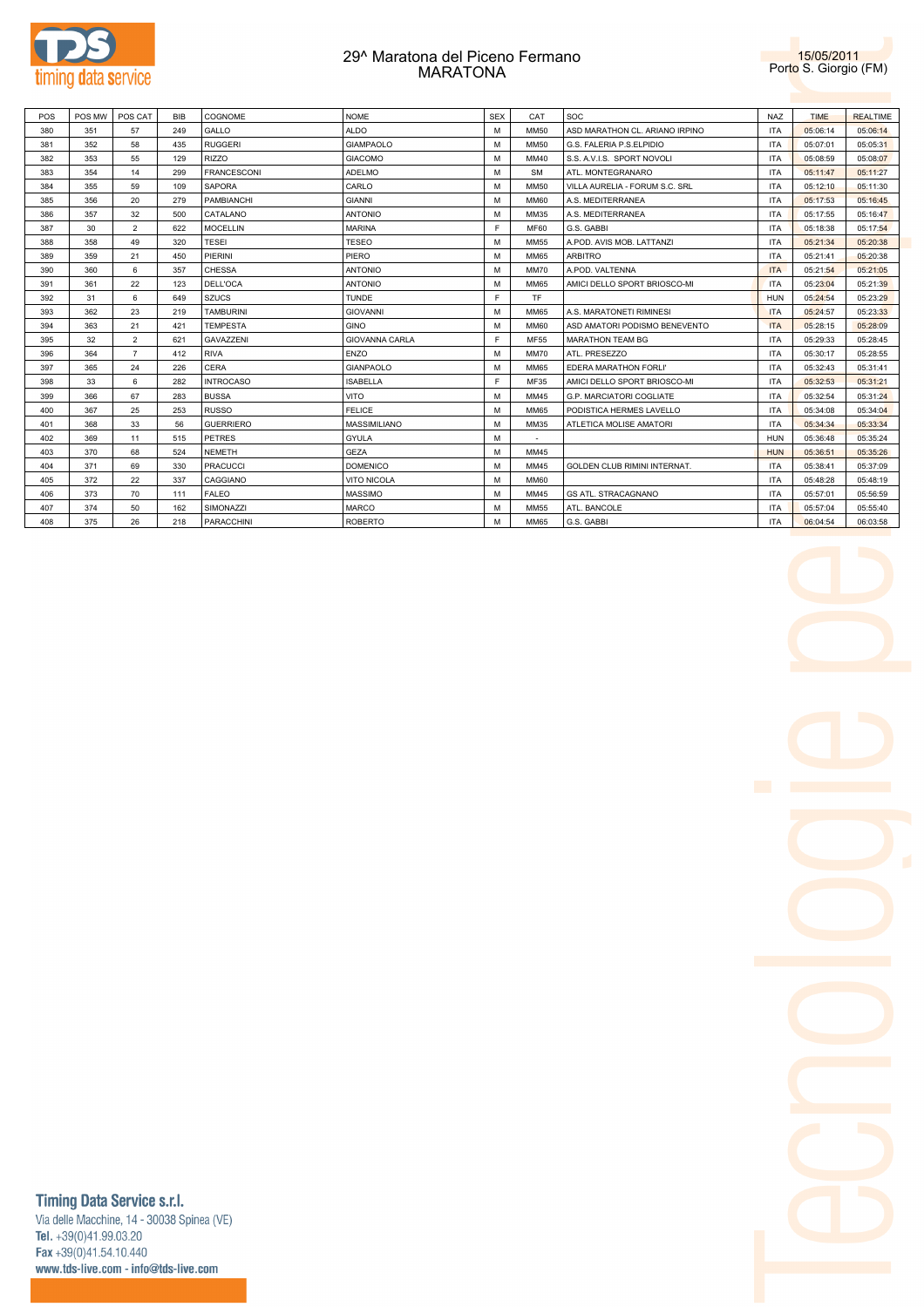# 29^ Maratona del Piceno Fermano
## MARATONA

15/05/2011
Porto S. Giorgio (FM)

| POS | POS MW | POS CAT | BIB | COGNOME | NOME | SEX | CAT | SOC | NAZ | TIME | REALTIME |
|---|---|---|---|---|---|---|---|---|---|---|---|
| 380 | 351 | 57 | 249 | GALLO | ALDO | M | MM50 | ASD MARATHON CL. ARIANO IRPINO | ITA | 05:06:14 | 05:06:14 |
| 381 | 352 | 58 | 435 | RUGGERI | GIAMPAOLO | M | MM50 | G.S. FALERIA P.S.ELPIDIO | ITA | 05:07:01 | 05:05:31 |
| 382 | 353 | 55 | 129 | RIZZO | GIACOMO | M | MM40 | S.S. A.V.I.S. SPORT NOVOLI | ITA | 05:08:59 | 05:08:07 |
| 383 | 354 | 14 | 299 | FRANCESCONI | ADELMO | M | SM | ATL. MONTEGRANARO | ITA | 05:11:47 | 05:11:27 |
| 384 | 355 | 59 | 109 | SAPORA | CARLO | M | MM50 | VILLA AURELIA - FORUM S.C. SRL | ITA | 05:12:10 | 05:11:30 |
| 385 | 356 | 20 | 279 | PAMBIANCHI | GIANNI | M | MM60 | A.S. MEDITERRANEA | ITA | 05:17:53 | 05:16:45 |
| 386 | 357 | 32 | 500 | CATALANO | ANTONIO | M | MM35 | A.S. MEDITERRANEA | ITA | 05:17:55 | 05:16:47 |
| 387 | 30 | 2 | 622 | MOCELLIN | MARINA | F | MF60 | G.S. GABBI | ITA | 05:18:38 | 05:17:54 |
| 388 | 358 | 49 | 320 | TESEI | TESEO | M | MM55 | A.POD. AVIS MOB. LATTANZI | ITA | 05:21:34 | 05:20:38 |
| 389 | 359 | 21 | 450 | PIERINI | PIERO | M | MM65 | ARBITRO | ITA | 05:21:41 | 05:20:38 |
| 390 | 360 | 6 | 357 | CHESSA | ANTONIO | M | MM70 | A.POD. VALTENNA | ITA | 05:21:54 | 05:21:05 |
| 391 | 361 | 22 | 123 | DELL'OCA | ANTONIO | M | MM65 | AMICI DELLO SPORT BRIOSCO-MI | ITA | 05:23:04 | 05:21:39 |
| 392 | 31 | 6 | 649 | SZUCS | TUNDE | F | TF | | HUN | 05:24:54 | 05:23:29 |
| 393 | 362 | 23 | 219 | TAMBURINI | GIOVANNI | M | MM65 | A.S. MARATONETI RIMINESI | ITA | 05:24:57 | 05:23:33 |
| 394 | 363 | 21 | 421 | TEMPESTA | GINO | M | MM60 | ASD AMATORI PODISMO BENEVENTO | ITA | 05:28:15 | 05:28:09 |
| 395 | 32 | 2 | 621 | GAVAZZENI | GIOVANNA CARLA | F | MF55 | MARATHON TEAM BG | ITA | 05:29:33 | 05:28:45 |
| 396 | 364 | 7 | 412 | RIVA | ENZO | M | MM70 | ATL. PRESEZZO | ITA | 05:30:17 | 05:28:55 |
| 397 | 365 | 24 | 226 | CERA | GIANPAOLO | M | MM65 | EDERA MARATHON FORLI' | ITA | 05:32:43 | 05:31:41 |
| 398 | 33 | 6 | 282 | INTROCASO | ISABELLA | F | MF35 | AMICI DELLO SPORT BRIOSCO-MI | ITA | 05:32:53 | 05:31:21 |
| 399 | 366 | 67 | 283 | BUSSA | VITO | M | MM45 | G.P. MARCIATORI COGLIATE | ITA | 05:32:54 | 05:31:24 |
| 400 | 367 | 25 | 253 | RUSSO | FELICE | M | MM65 | PODISTICA HERMES LAVELLO | ITA | 05:34:08 | 05:34:04 |
| 401 | 368 | 33 | 56 | GUERRIERO | MASSIMILIANO | M | MM35 | ATLETICA MOLISE AMATORI | ITA | 05:34:34 | 05:33:34 |
| 402 | 369 | 11 | 515 | PETRES | GYULA | M | - | | HUN | 05:36:48 | 05:35:24 |
| 403 | 370 | 68 | 524 | NEMETH | GEZA | M | MM45 | | HUN | 05:36:51 | 05:35:26 |
| 404 | 371 | 69 | 330 | PRACUCCI | DOMENICO | M | MM45 | GOLDEN CLUB RIMINI INTERNAT. | ITA | 05:38:41 | 05:37:09 |
| 405 | 372 | 22 | 337 | CAGGIANO | VITO NICOLA | M | MM60 | | ITA | 05:48:28 | 05:48:19 |
| 406 | 373 | 70 | 111 | FALEO | MASSIMO | M | MM45 | GS ATL. STRACAGNANO | ITA | 05:57:01 | 05:56:59 |
| 407 | 374 | 50 | 162 | SIMONAZZI | MARCO | M | MM55 | ATL. BANCOLE | ITA | 05:57:04 | 05:55:40 |
| 408 | 375 | 26 | 218 | PARACCHINI | ROBERTO | M | MM65 | G.S. GABBI | ITA | 06:04:54 | 06:03:58 |

**Timing Data Service s.r.l.**
Via delle Macchine, 14 - 30038 Spinea (VE)
**Tel.** +39(0)41.99.03.20
**Fax** +39(0)41.54.10.440
**www.tds-live.com - info@tds-live.com**